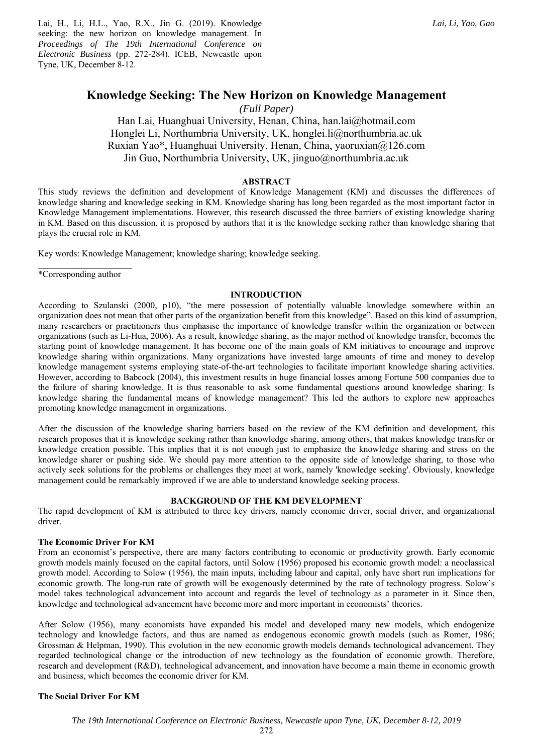Lai, H., Li, H.L., Yao, R.X., Jin G. (2019). Knowledge seeking: the new horizon on knowledge management. In *Proceedings of The 19th International Conference on Electronic Business* (pp. 272-284). ICEB, Newcastle upon Tyne, UK, December 8-12.

# Knowledge Seeking: The New Horizon on Knowledge Management

*(Full Paper)*

Han Lai, Huanghuai University, Henan, China, han.lai@hotmail.com
Honglei Li, Northumbria University, UK, honglei.li@northumbria.ac.uk
Ruxian Yao*, Huanghuai University, Henan, China, yaoruxian@126.com
Jin Guo, Northumbria University, UK, jinguo@northumbria.ac.uk

## ABSTRACT

This study reviews the definition and development of Knowledge Management (KM) and discusses the differences of knowledge sharing and knowledge seeking in KM. Knowledge sharing has long been regarded as the most important factor in Knowledge Management implementations. However, this research discussed the three barriers of existing knowledge sharing in KM. Based on this discussion, it is proposed by authors that it is the knowledge seeking rather than knowledge sharing that plays the crucial role in KM.

Key words: Knowledge Management; knowledge sharing; knowledge seeking.

*Corresponding author

## INTRODUCTION

According to Szulanski (2000, p10), "the mere possession of potentially valuable knowledge somewhere within an organization does not mean that other parts of the organization benefit from this knowledge". Based on this kind of assumption, many researchers or practitioners thus emphasise the importance of knowledge transfer within the organization or between organizations (such as Li-Hua, 2006). As a result, knowledge sharing, as the major method of knowledge transfer, becomes the starting point of knowledge management. It has become one of the main goals of KM initiatives to encourage and improve knowledge sharing within organizations. Many organizations have invested large amounts of time and money to develop knowledge management systems employing state-of-the-art technologies to facilitate important knowledge sharing activities. However, according to Babcock (2004), this investment results in huge financial losses among Fortune 500 companies due to the failure of sharing knowledge. It is thus reasonable to ask some fundamental questions around knowledge sharing: Is knowledge sharing the fundamental means of knowledge management? This led the authors to explore new approaches promoting knowledge management in organizations.

After the discussion of the knowledge sharing barriers based on the review of the KM definition and development, this research proposes that it is knowledge seeking rather than knowledge sharing, among others, that makes knowledge transfer or knowledge creation possible. This implies that it is not enough just to emphasize the knowledge sharing and stress on the knowledge sharer or pushing side. We should pay more attention to the opposite side of knowledge sharing, to those who actively seek solutions for the problems or challenges they meet at work, namely 'knowledge seeking'. Obviously, knowledge management could be remarkably improved if we are able to understand knowledge seeking process.

## BACKGROUND OF THE KM DEVELOPMENT

The rapid development of KM is attributed to three key drivers, namely economic driver, social driver, and organizational driver.

### The Economic Driver For KM

From an economist's perspective, there are many factors contributing to economic or productivity growth. Early economic growth models mainly focused on the capital factors, until Solow (1956) proposed his economic growth model: a neoclassical growth model. According to Solow (1956), the main inputs, including labour and capital, only have short run implications for economic growth. The long-run rate of growth will be exogenously determined by the rate of technology progress. Solow's model takes technological advancement into account and regards the level of technology as a parameter in it. Since then, knowledge and technological advancement have become more and more important in economists' theories.

After Solow (1956), many economists have expanded his model and developed many new models, which endogenize technology and knowledge factors, and thus are named as endogenous economic growth models (such as Romer, 1986; Grossman & Helpman, 1990). This evolution in the new economic growth models demands technological advancement. They regarded technological change or the introduction of new technology as the foundation of economic growth. Therefore, research and development (R&D), technological advancement, and innovation have become a main theme in economic growth and business, which becomes the economic driver for KM.

### The Social Driver For KM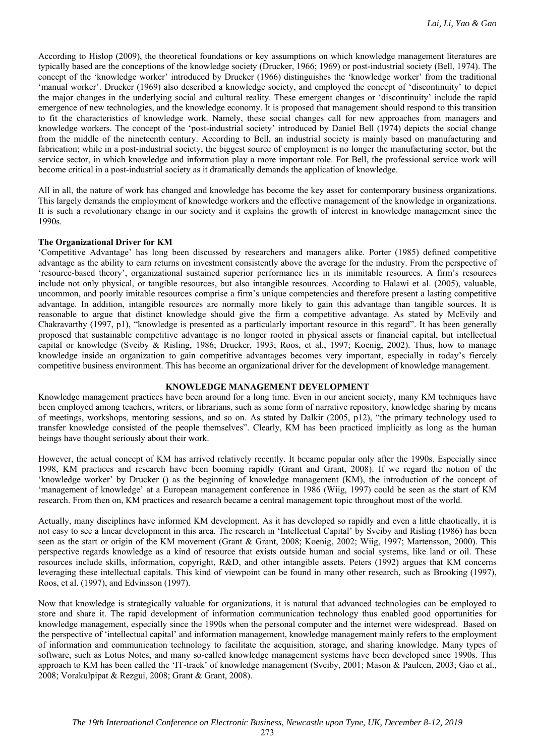According to Hislop (2009), the theoretical foundations or key assumptions on which knowledge management literatures are typically based are the conceptions of the knowledge society (Drucker, 1966; 1969) or post-industrial society (Bell, 1974). The concept of the 'knowledge worker' introduced by Drucker (1966) distinguishes the 'knowledge worker' from the traditional 'manual worker'. Drucker (1969) also described a knowledge society, and employed the concept of 'discontinuity' to depict the major changes in the underlying social and cultural reality. These emergent changes or 'discontinuity' include the rapid emergence of new technologies, and the knowledge economy. It is proposed that management should respond to this transition to fit the characteristics of knowledge work. Namely, these social changes call for new approaches from managers and knowledge workers. The concept of the 'post-industrial society' introduced by Daniel Bell (1974) depicts the social change from the middle of the nineteenth century. According to Bell, an industrial society is mainly based on manufacturing and fabrication; while in a post-industrial society, the biggest source of employment is no longer the manufacturing sector, but the service sector, in which knowledge and information play a more important role. For Bell, the professional service work will become critical in a post-industrial society as it dramatically demands the application of knowledge.

All in all, the nature of work has changed and knowledge has become the key asset for contemporary business organizations. This largely demands the employment of knowledge workers and the effective management of the knowledge in organizations. It is such a revolutionary change in our society and it explains the growth of interest in knowledge management since the 1990s.

**The Organizational Driver for KM**

'Competitive Advantage' has long been discussed by researchers and managers alike. Porter (1985) defined competitive advantage as the ability to earn returns on investment consistently above the average for the industry. From the perspective of 'resource-based theory', organizational sustained superior performance lies in its inimitable resources. A firm's resources include not only physical, or tangible resources, but also intangible resources. According to Halawi et al. (2005), valuable, uncommon, and poorly imitable resources comprise a firm's unique competencies and therefore present a lasting competitive advantage. In addition, intangible resources are normally more likely to gain this advantage than tangible sources. It is reasonable to argue that distinct knowledge should give the firm a competitive advantage. As stated by McEvily and Chakravarthy (1997, p1), "knowledge is presented as a particularly important resource in this regard". It has been generally proposed that sustainable competitive advantage is no longer rooted in physical assets or financial capital, but intellectual capital or knowledge (Sveiby & Risling, 1986; Drucker, 1993; Roos, et al., 1997; Koenig, 2002). Thus, how to manage knowledge inside an organization to gain competitive advantages becomes very important, especially in today's fiercely competitive business environment. This has become an organizational driver for the development of knowledge management.

## KNOWLEDGE MANAGEMENT DEVELOPMENT

Knowledge management practices have been around for a long time. Even in our ancient society, many KM techniques have been employed among teachers, writers, or librarians, such as some form of narrative repository, knowledge sharing by means of meetings, workshops, mentoring sessions, and so on. As stated by Dalkir (2005, p12), "the primary technology used to transfer knowledge consisted of the people themselves". Clearly, KM has been practiced implicitly as long as the human beings have thought seriously about their work.

However, the actual concept of KM has arrived relatively recently. It became popular only after the 1990s. Especially since 1998, KM practices and research have been booming rapidly (Grant and Grant, 2008). If we regard the notion of the 'knowledge worker' by Drucker () as the beginning of knowledge management (KM), the introduction of the concept of 'management of knowledge' at a European management conference in 1986 (Wiig, 1997) could be seen as the start of KM research. From then on, KM practices and research became a central management topic throughout most of the world.

Actually, many disciplines have informed KM development. As it has developed so rapidly and even a little chaotically, it is not easy to see a linear development in this area. The research in 'Intellectual Capital' by Sveiby and Risling (1986) has been seen as the start or origin of the KM movement (Grant & Grant, 2008; Koenig, 2002; Wiig, 1997; Martensson, 2000). This perspective regards knowledge as a kind of resource that exists outside human and social systems, like land or oil. These resources include skills, information, copyright, R&D, and other intangible assets. Peters (1992) argues that KM concerns leveraging these intellectual capitals. This kind of viewpoint can be found in many other research, such as Brooking (1997), Roos, et al. (1997), and Edvinsson (1997).

Now that knowledge is strategically valuable for organizations, it is natural that advanced technologies can be employed to store and share it. The rapid development of information communication technology thus enabled good opportunities for knowledge management, especially since the 1990s when the personal computer and the internet were widespread. Based on the perspective of 'intellectual capital' and information management, knowledge management mainly refers to the employment of information and communication technology to facilitate the acquisition, storage, and sharing knowledge. Many types of software, such as Lotus Notes, and many so-called knowledge management systems have been developed since 1990s. This approach to KM has been called the 'IT-track' of knowledge management (Sveiby, 2001; Mason & Pauleen, 2003; Gao et al., 2008; Vorakulpipat & Rezgui, 2008; Grant & Grant, 2008).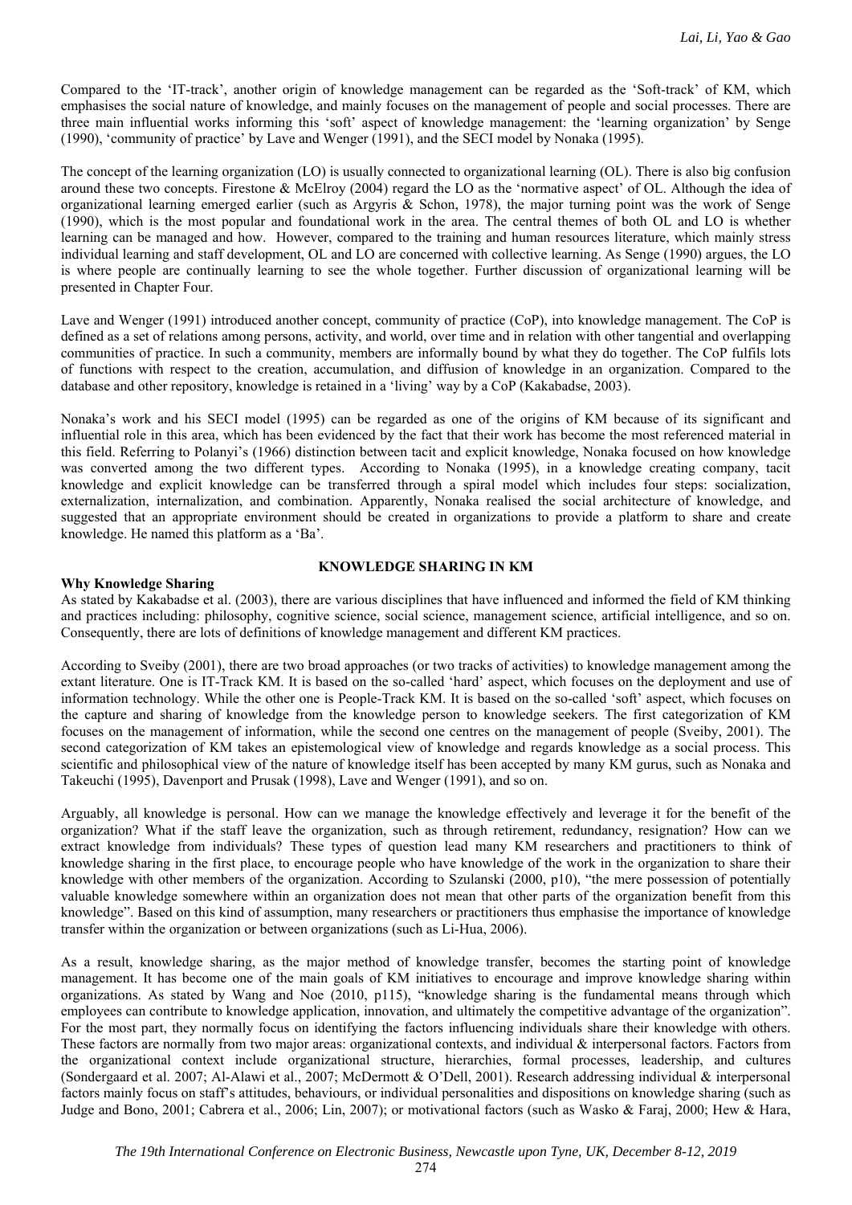Compared to the 'IT-track', another origin of knowledge management can be regarded as the 'Soft-track' of KM, which emphasises the social nature of knowledge, and mainly focuses on the management of people and social processes. There are three main influential works informing this 'soft' aspect of knowledge management: the 'learning organization' by Senge (1990), 'community of practice' by Lave and Wenger (1991), and the SECI model by Nonaka (1995).

The concept of the learning organization (LO) is usually connected to organizational learning (OL). There is also big confusion around these two concepts. Firestone & McElroy (2004) regard the LO as the 'normative aspect' of OL. Although the idea of organizational learning emerged earlier (such as Argyris & Schon, 1978), the major turning point was the work of Senge (1990), which is the most popular and foundational work in the area. The central themes of both OL and LO is whether learning can be managed and how. However, compared to the training and human resources literature, which mainly stress individual learning and staff development, OL and LO are concerned with collective learning. As Senge (1990) argues, the LO is where people are continually learning to see the whole together. Further discussion of organizational learning will be presented in Chapter Four.

Lave and Wenger (1991) introduced another concept, community of practice (CoP), into knowledge management. The CoP is defined as a set of relations among persons, activity, and world, over time and in relation with other tangential and overlapping communities of practice. In such a community, members are informally bound by what they do together. The CoP fulfils lots of functions with respect to the creation, accumulation, and diffusion of knowledge in an organization. Compared to the database and other repository, knowledge is retained in a 'living' way by a CoP (Kakabadse, 2003).

Nonaka's work and his SECI model (1995) can be regarded as one of the origins of KM because of its significant and influential role in this area, which has been evidenced by the fact that their work has become the most referenced material in this field. Referring to Polanyi's (1966) distinction between tacit and explicit knowledge, Nonaka focused on how knowledge was converted among the two different types. According to Nonaka (1995), in a knowledge creating company, tacit knowledge and explicit knowledge can be transferred through a spiral model which includes four steps: socialization, externalization, internalization, and combination. Apparently, Nonaka realised the social architecture of knowledge, and suggested that an appropriate environment should be created in organizations to provide a platform to share and create knowledge. He named this platform as a 'Ba'.

## KNOWLEDGE SHARING IN KM

### Why Knowledge Sharing

As stated by Kakabadse et al. (2003), there are various disciplines that have influenced and informed the field of KM thinking and practices including: philosophy, cognitive science, social science, management science, artificial intelligence, and so on. Consequently, there are lots of definitions of knowledge management and different KM practices.

According to Sveiby (2001), there are two broad approaches (or two tracks of activities) to knowledge management among the extant literature. One is IT-Track KM. It is based on the so-called 'hard' aspect, which focuses on the deployment and use of information technology. While the other one is People-Track KM. It is based on the so-called 'soft' aspect, which focuses on the capture and sharing of knowledge from the knowledge person to knowledge seekers. The first categorization of KM focuses on the management of information, while the second one centres on the management of people (Sveiby, 2001). The second categorization of KM takes an epistemological view of knowledge and regards knowledge as a social process. This scientific and philosophical view of the nature of knowledge itself has been accepted by many KM gurus, such as Nonaka and Takeuchi (1995), Davenport and Prusak (1998), Lave and Wenger (1991), and so on.

Arguably, all knowledge is personal. How can we manage the knowledge effectively and leverage it for the benefit of the organization? What if the staff leave the organization, such as through retirement, redundancy, resignation? How can we extract knowledge from individuals? These types of question lead many KM researchers and practitioners to think of knowledge sharing in the first place, to encourage people who have knowledge of the work in the organization to share their knowledge with other members of the organization. According to Szulanski (2000, p10), "the mere possession of potentially valuable knowledge somewhere within an organization does not mean that other parts of the organization benefit from this knowledge". Based on this kind of assumption, many researchers or practitioners thus emphasise the importance of knowledge transfer within the organization or between organizations (such as Li-Hua, 2006).

As a result, knowledge sharing, as the major method of knowledge transfer, becomes the starting point of knowledge management. It has become one of the main goals of KM initiatives to encourage and improve knowledge sharing within organizations. As stated by Wang and Noe (2010, p115), "knowledge sharing is the fundamental means through which employees can contribute to knowledge application, innovation, and ultimately the competitive advantage of the organization". For the most part, they normally focus on identifying the factors influencing individuals share their knowledge with others. These factors are normally from two major areas: organizational contexts, and individual & interpersonal factors. Factors from the organizational context include organizational structure, hierarchies, formal processes, leadership, and cultures (Sondergaard et al. 2007; Al-Alawi et al., 2007; McDermott & O'Dell, 2001). Research addressing individual & interpersonal factors mainly focus on staff's attitudes, behaviours, or individual personalities and dispositions on knowledge sharing (such as Judge and Bono, 2001; Cabrera et al., 2006; Lin, 2007); or motivational factors (such as Wasko & Faraj, 2000; Hew & Hara,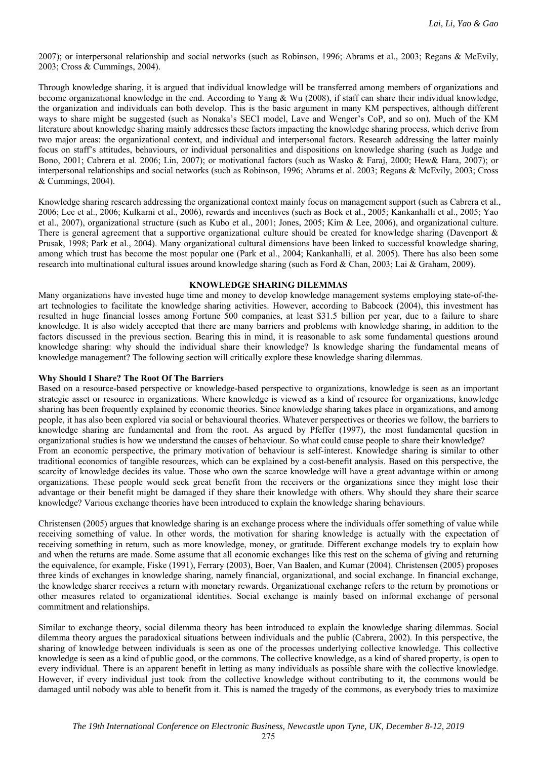2007); or interpersonal relationship and social networks (such as Robinson, 1996; Abrams et al., 2003; Regans & McEvily, 2003; Cross & Cummings, 2004).

Through knowledge sharing, it is argued that individual knowledge will be transferred among members of organizations and become organizational knowledge in the end. According to Yang & Wu (2008), if staff can share their individual knowledge, the organization and individuals can both develop. This is the basic argument in many KM perspectives, although different ways to share might be suggested (such as Nonaka's SECI model, Lave and Wenger's CoP, and so on). Much of the KM literature about knowledge sharing mainly addresses these factors impacting the knowledge sharing process, which derive from two major areas: the organizational context, and individual and interpersonal factors. Research addressing the latter mainly focus on staff's attitudes, behaviours, or individual personalities and dispositions on knowledge sharing (such as Judge and Bono, 2001; Cabrera et al. 2006; Lin, 2007); or motivational factors (such as Wasko & Faraj, 2000; Hew& Hara, 2007); or interpersonal relationships and social networks (such as Robinson, 1996; Abrams et al. 2003; Regans & McEvily, 2003; Cross & Cummings, 2004).

Knowledge sharing research addressing the organizational context mainly focus on management support (such as Cabrera et al., 2006; Lee et al., 2006; Kulkarni et al., 2006), rewards and incentives (such as Bock et al., 2005; Kankanhalli et al., 2005; Yao et al., 2007), organizational structure (such as Kubo et al., 2001; Jones, 2005; Kim & Lee, 2006), and organizational culture. There is general agreement that a supportive organizational culture should be created for knowledge sharing (Davenport & Prusak, 1998; Park et al., 2004). Many organizational cultural dimensions have been linked to successful knowledge sharing, among which trust has become the most popular one (Park et al., 2004; Kankanhalli, et al. 2005). There has also been some research into multinational cultural issues around knowledge sharing (such as Ford & Chan, 2003; Lai & Graham, 2009).

## KNOWLEDGE SHARING DILEMMAS

Many organizations have invested huge time and money to develop knowledge management systems employing state-of-the-art technologies to facilitate the knowledge sharing activities. However, according to Babcock (2004), this investment has resulted in huge financial losses among Fortune 500 companies, at least $31.5 billion per year, due to a failure to share knowledge. It is also widely accepted that there are many barriers and problems with knowledge sharing, in addition to the factors discussed in the previous section. Bearing this in mind, it is reasonable to ask some fundamental questions around knowledge sharing: why should the individual share their knowledge? Is knowledge sharing the fundamental means of knowledge management? The following section will critically explore these knowledge sharing dilemmas.

### Why Should I Share? The Root Of The Barriers

Based on a resource-based perspective or knowledge-based perspective to organizations, knowledge is seen as an important strategic asset or resource in organizations. Where knowledge is viewed as a kind of resource for organizations, knowledge sharing has been frequently explained by economic theories. Since knowledge sharing takes place in organizations, and among people, it has also been explored via social or behavioural theories. Whatever perspectives or theories we follow, the barriers to knowledge sharing are fundamental and from the root. As argued by Pfeffer (1997), the most fundamental question in organizational studies is how we understand the causes of behaviour. So what could cause people to share their knowledge?

From an economic perspective, the primary motivation of behaviour is self-interest. Knowledge sharing is similar to other traditional economics of tangible resources, which can be explained by a cost-benefit analysis. Based on this perspective, the scarcity of knowledge decides its value. Those who own the scarce knowledge will have a great advantage within or among organizations. These people would seek great benefit from the receivers or the organizations since they might lose their advantage or their benefit might be damaged if they share their knowledge with others. Why should they share their scarce knowledge? Various exchange theories have been introduced to explain the knowledge sharing behaviours.

Christensen (2005) argues that knowledge sharing is an exchange process where the individuals offer something of value while receiving something of value. In other words, the motivation for sharing knowledge is actually with the expectation of receiving something in return, such as more knowledge, money, or gratitude. Different exchange models try to explain how and when the returns are made. Some assume that all economic exchanges like this rest on the schema of giving and returning the equivalence, for example, Fiske (1991), Ferrary (2003), Boer, Van Baalen, and Kumar (2004). Christensen (2005) proposes three kinds of exchanges in knowledge sharing, namely financial, organizational, and social exchange. In financial exchange, the knowledge sharer receives a return with monetary rewards. Organizational exchange refers to the return by promotions or other measures related to organizational identities. Social exchange is mainly based on informal exchange of personal commitment and relationships.

Similar to exchange theory, social dilemma theory has been introduced to explain the knowledge sharing dilemmas. Social dilemma theory argues the paradoxical situations between individuals and the public (Cabrera, 2002). In this perspective, the sharing of knowledge between individuals is seen as one of the processes underlying collective knowledge. This collective knowledge is seen as a kind of public good, or the commons. The collective knowledge, as a kind of shared property, is open to every individual. There is an apparent benefit in letting as many individuals as possible share with the collective knowledge. However, if every individual just took from the collective knowledge without contributing to it, the commons would be damaged until nobody was able to benefit from it. This is named the tragedy of the commons, as everybody tries to maximize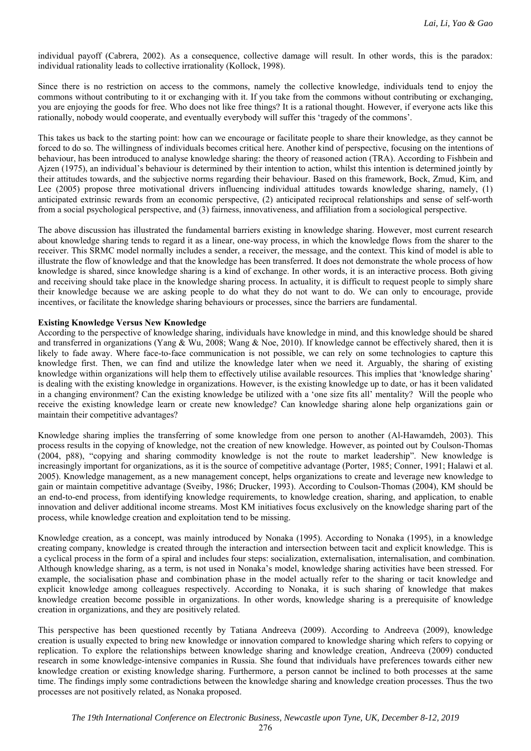individual payoff (Cabrera, 2002). As a consequence, collective damage will result. In other words, this is the paradox: individual rationality leads to collective irrationality (Kollock, 1998).

Since there is no restriction on access to the commons, namely the collective knowledge, individuals tend to enjoy the commons without contributing to it or exchanging with it. If you take from the commons without contributing or exchanging, you are enjoying the goods for free. Who does not like free things? It is a rational thought. However, if everyone acts like this rationally, nobody would cooperate, and eventually everybody will suffer this 'tragedy of the commons'.

This takes us back to the starting point: how can we encourage or facilitate people to share their knowledge, as they cannot be forced to do so. The willingness of individuals becomes critical here. Another kind of perspective, focusing on the intentions of behaviour, has been introduced to analyse knowledge sharing: the theory of reasoned action (TRA). According to Fishbein and Ajzen (1975), an individual's behaviour is determined by their intention to action, whilst this intention is determined jointly by their attitudes towards, and the subjective norms regarding their behaviour. Based on this framework, Bock, Zmud, Kim, and Lee (2005) propose three motivational drivers influencing individual attitudes towards knowledge sharing, namely, (1) anticipated extrinsic rewards from an economic perspective, (2) anticipated reciprocal relationships and sense of self-worth from a social psychological perspective, and (3) fairness, innovativeness, and affiliation from a sociological perspective.

The above discussion has illustrated the fundamental barriers existing in knowledge sharing. However, most current research about knowledge sharing tends to regard it as a linear, one-way process, in which the knowledge flows from the sharer to the receiver. This SRMC model normally includes a sender, a receiver, the message, and the context. This kind of model is able to illustrate the flow of knowledge and that the knowledge has been transferred. It does not demonstrate the whole process of how knowledge is shared, since knowledge sharing is a kind of exchange. In other words, it is an interactive process. Both giving and receiving should take place in the knowledge sharing process. In actuality, it is difficult to request people to simply share their knowledge because we are asking people to do what they do not want to do. We can only to encourage, provide incentives, or facilitate the knowledge sharing behaviours or processes, since the barriers are fundamental.

**Existing Knowledge Versus New Knowledge**

According to the perspective of knowledge sharing, individuals have knowledge in mind, and this knowledge should be shared and transferred in organizations (Yang & Wu, 2008; Wang & Noe, 2010). If knowledge cannot be effectively shared, then it is likely to fade away. Where face-to-face communication is not possible, we can rely on some technologies to capture this knowledge first. Then, we can find and utilize the knowledge later when we need it. Arguably, the sharing of existing knowledge within organizations will help them to effectively utilise available resources. This implies that 'knowledge sharing' is dealing with the existing knowledge in organizations. However, is the existing knowledge up to date, or has it been validated in a changing environment? Can the existing knowledge be utilized with a 'one size fits all' mentality? Will the people who receive the existing knowledge learn or create new knowledge? Can knowledge sharing alone help organizations gain or maintain their competitive advantages?

Knowledge sharing implies the transferring of some knowledge from one person to another (Al-Hawamdeh, 2003). This process results in the copying of knowledge, not the creation of new knowledge. However, as pointed out by Coulson-Thomas (2004, p88), "copying and sharing commodity knowledge is not the route to market leadership". New knowledge is increasingly important for organizations, as it is the source of competitive advantage (Porter, 1985; Conner, 1991; Halawi et al. 2005). Knowledge management, as a new management concept, helps organizations to create and leverage new knowledge to gain or maintain competitive advantage (Sveiby, 1986; Drucker, 1993). According to Coulson-Thomas (2004), KM should be an end-to-end process, from identifying knowledge requirements, to knowledge creation, sharing, and application, to enable innovation and deliver additional income streams. Most KM initiatives focus exclusively on the knowledge sharing part of the process, while knowledge creation and exploitation tend to be missing.

Knowledge creation, as a concept, was mainly introduced by Nonaka (1995). According to Nonaka (1995), in a knowledge creating company, knowledge is created through the interaction and intersection between tacit and explicit knowledge. This is a cyclical process in the form of a spiral and includes four steps: socialization, externalisation, internalisation, and combination. Although knowledge sharing, as a term, is not used in Nonaka's model, knowledge sharing activities have been stressed. For example, the socialisation phase and combination phase in the model actually refer to the sharing or tacit knowledge and explicit knowledge among colleagues respectively. According to Nonaka, it is such sharing of knowledge that makes knowledge creation become possible in organizations. In other words, knowledge sharing is a prerequisite of knowledge creation in organizations, and they are positively related.

This perspective has been questioned recently by Tatiana Andreeva (2009). According to Andreeva (2009), knowledge creation is usually expected to bring new knowledge or innovation compared to knowledge sharing which refers to copying or replication. To explore the relationships between knowledge sharing and knowledge creation, Andreeva (2009) conducted research in some knowledge-intensive companies in Russia. She found that individuals have preferences towards either new knowledge creation or existing knowledge sharing. Furthermore, a person cannot be inclined to both processes at the same time. The findings imply some contradictions between the knowledge sharing and knowledge creation processes. Thus the two processes are not positively related, as Nonaka proposed.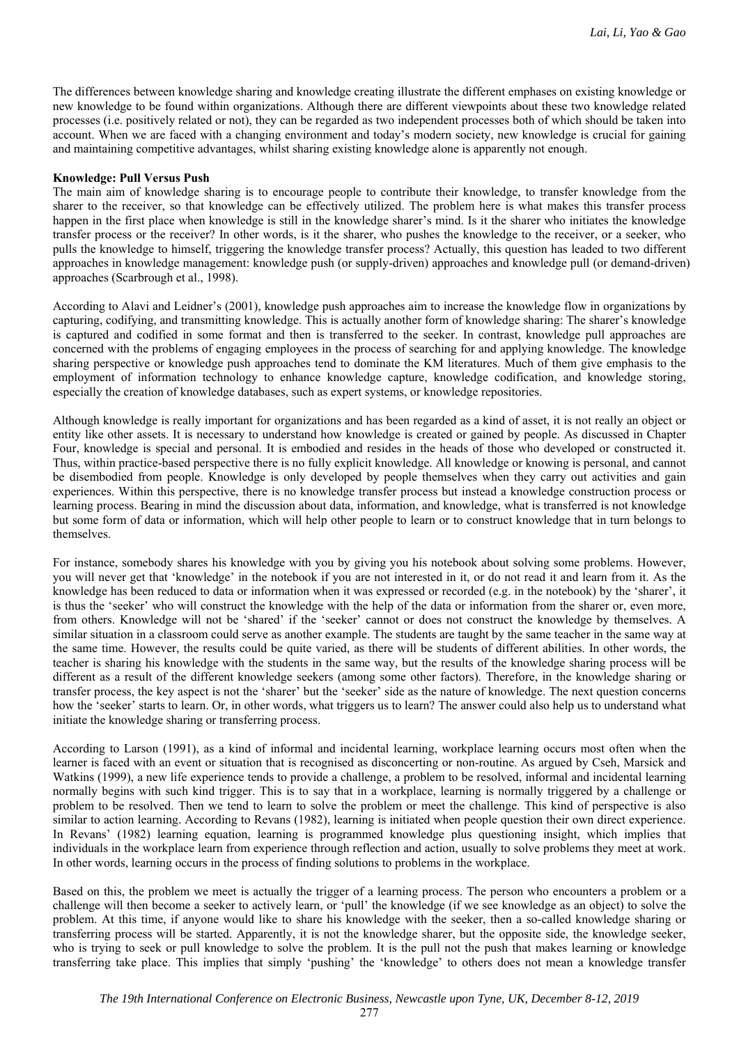The differences between knowledge sharing and knowledge creating illustrate the different emphases on existing knowledge or new knowledge to be found within organizations. Although there are different viewpoints about these two knowledge related processes (i.e. positively related or not), they can be regarded as two independent processes both of which should be taken into account. When we are faced with a changing environment and today's modern society, new knowledge is crucial for gaining and maintaining competitive advantages, whilst sharing existing knowledge alone is apparently not enough.

**Knowledge: Pull Versus Push**

The main aim of knowledge sharing is to encourage people to contribute their knowledge, to transfer knowledge from the sharer to the receiver, so that knowledge can be effectively utilized. The problem here is what makes this transfer process happen in the first place when knowledge is still in the knowledge sharer's mind. Is it the sharer who initiates the knowledge transfer process or the receiver? In other words, is it the sharer, who pushes the knowledge to the receiver, or a seeker, who pulls the knowledge to himself, triggering the knowledge transfer process? Actually, this question has leaded to two different approaches in knowledge management: knowledge push (or supply-driven) approaches and knowledge pull (or demand-driven) approaches (Scarbrough et al., 1998).

According to Alavi and Leidner's (2001), knowledge push approaches aim to increase the knowledge flow in organizations by capturing, codifying, and transmitting knowledge. This is actually another form of knowledge sharing: The sharer's knowledge is captured and codified in some format and then is transferred to the seeker. In contrast, knowledge pull approaches are concerned with the problems of engaging employees in the process of searching for and applying knowledge. The knowledge sharing perspective or knowledge push approaches tend to dominate the KM literatures. Much of them give emphasis to the employment of information technology to enhance knowledge capture, knowledge codification, and knowledge storing, especially the creation of knowledge databases, such as expert systems, or knowledge repositories.

Although knowledge is really important for organizations and has been regarded as a kind of asset, it is not really an object or entity like other assets. It is necessary to understand how knowledge is created or gained by people. As discussed in Chapter Four, knowledge is special and personal. It is embodied and resides in the heads of those who developed or constructed it. Thus, within practice-based perspective there is no fully explicit knowledge. All knowledge or knowing is personal, and cannot be disembodied from people. Knowledge is only developed by people themselves when they carry out activities and gain experiences. Within this perspective, there is no knowledge transfer process but instead a knowledge construction process or learning process. Bearing in mind the discussion about data, information, and knowledge, what is transferred is not knowledge but some form of data or information, which will help other people to learn or to construct knowledge that in turn belongs to themselves.

For instance, somebody shares his knowledge with you by giving you his notebook about solving some problems. However, you will never get that 'knowledge' in the notebook if you are not interested in it, or do not read it and learn from it. As the knowledge has been reduced to data or information when it was expressed or recorded (e.g. in the notebook) by the 'sharer', it is thus the 'seeker' who will construct the knowledge with the help of the data or information from the sharer or, even more, from others. Knowledge will not be 'shared' if the 'seeker' cannot or does not construct the knowledge by themselves. A similar situation in a classroom could serve as another example. The students are taught by the same teacher in the same way at the same time. However, the results could be quite varied, as there will be students of different abilities. In other words, the teacher is sharing his knowledge with the students in the same way, but the results of the knowledge sharing process will be different as a result of the different knowledge seekers (among some other factors). Therefore, in the knowledge sharing or transfer process, the key aspect is not the 'sharer' but the 'seeker' side as the nature of knowledge. The next question concerns how the 'seeker' starts to learn. Or, in other words, what triggers us to learn? The answer could also help us to understand what initiate the knowledge sharing or transferring process.

According to Larson (1991), as a kind of informal and incidental learning, workplace learning occurs most often when the learner is faced with an event or situation that is recognised as disconcerting or non-routine. As argued by Cseh, Marsick and Watkins (1999), a new life experience tends to provide a challenge, a problem to be resolved, informal and incidental learning normally begins with such kind trigger. This is to say that in a workplace, learning is normally triggered by a challenge or problem to be resolved. Then we tend to learn to solve the problem or meet the challenge. This kind of perspective is also similar to action learning. According to Revans (1982), learning is initiated when people question their own direct experience. In Revans' (1982) learning equation, learning is programmed knowledge plus questioning insight, which implies that individuals in the workplace learn from experience through reflection and action, usually to solve problems they meet at work. In other words, learning occurs in the process of finding solutions to problems in the workplace.

Based on this, the problem we meet is actually the trigger of a learning process. The person who encounters a problem or a challenge will then become a seeker to actively learn, or 'pull' the knowledge (if we see knowledge as an object) to solve the problem. At this time, if anyone would like to share his knowledge with the seeker, then a so-called knowledge sharing or transferring process will be started. Apparently, it is not the knowledge sharer, but the opposite side, the knowledge seeker, who is trying to seek or pull knowledge to solve the problem. It is the pull not the push that makes learning or knowledge transferring take place. This implies that simply 'pushing' the 'knowledge' to others does not mean a knowledge transfer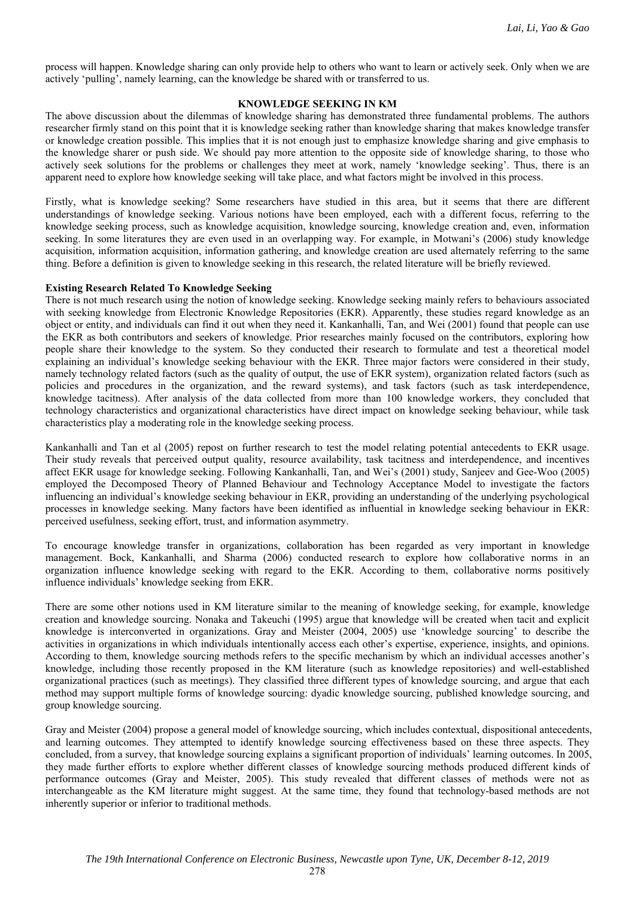process will happen. Knowledge sharing can only provide help to others who want to learn or actively seek. Only when we are actively 'pulling', namely learning, can the knowledge be shared with or transferred to us.

## KNOWLEDGE SEEKING IN KM

The above discussion about the dilemmas of knowledge sharing has demonstrated three fundamental problems. The authors researcher firmly stand on this point that it is knowledge seeking rather than knowledge sharing that makes knowledge transfer or knowledge creation possible. This implies that it is not enough just to emphasize knowledge sharing and give emphasis to the knowledge sharer or push side. We should pay more attention to the opposite side of knowledge sharing, to those who actively seek solutions for the problems or challenges they meet at work, namely 'knowledge seeking'. Thus, there is an apparent need to explore how knowledge seeking will take place, and what factors might be involved in this process.

Firstly, what is knowledge seeking? Some researchers have studied in this area, but it seems that there are different understandings of knowledge seeking. Various notions have been employed, each with a different focus, referring to the knowledge seeking process, such as knowledge acquisition, knowledge sourcing, knowledge creation and, even, information seeking. In some literatures they are even used in an overlapping way. For example, in Motwani's (2006) study knowledge acquisition, information acquisition, information gathering, and knowledge creation are used alternately referring to the same thing. Before a definition is given to knowledge seeking in this research, the related literature will be briefly reviewed.

### Existing Research Related To Knowledge Seeking

There is not much research using the notion of knowledge seeking. Knowledge seeking mainly refers to behaviours associated with seeking knowledge from Electronic Knowledge Repositories (EKR). Apparently, these studies regard knowledge as an object or entity, and individuals can find it out when they need it. Kankanhalli, Tan, and Wei (2001) found that people can use the EKR as both contributors and seekers of knowledge. Prior researches mainly focused on the contributors, exploring how people share their knowledge to the system. So they conducted their research to formulate and test a theoretical model explaining an individual's knowledge seeking behaviour with the EKR. Three major factors were considered in their study, namely technology related factors (such as the quality of output, the use of EKR system), organization related factors (such as policies and procedures in the organization, and the reward systems), and task factors (such as task interdependence, knowledge tacitness). After analysis of the data collected from more than 100 knowledge workers, they concluded that technology characteristics and organizational characteristics have direct impact on knowledge seeking behaviour, while task characteristics play a moderating role in the knowledge seeking process.

Kankanhalli and Tan et al (2005) repost on further research to test the model relating potential antecedents to EKR usage. Their study reveals that perceived output quality, resource availability, task tacitness and interdependence, and incentives affect EKR usage for knowledge seeking. Following Kankanhalli, Tan, and Wei's (2001) study, Sanjeev and Gee-Woo (2005) employed the Decomposed Theory of Planned Behaviour and Technology Acceptance Model to investigate the factors influencing an individual's knowledge seeking behaviour in EKR, providing an understanding of the underlying psychological processes in knowledge seeking. Many factors have been identified as influential in knowledge seeking behaviour in EKR: perceived usefulness, seeking effort, trust, and information asymmetry.

To encourage knowledge transfer in organizations, collaboration has been regarded as very important in knowledge management. Bock, Kankanhalli, and Sharma (2006) conducted research to explore how collaborative norms in an organization influence knowledge seeking with regard to the EKR. According to them, collaborative norms positively influence individuals' knowledge seeking from EKR.

There are some other notions used in KM literature similar to the meaning of knowledge seeking, for example, knowledge creation and knowledge sourcing. Nonaka and Takeuchi (1995) argue that knowledge will be created when tacit and explicit knowledge is interconverted in organizations. Gray and Meister (2004, 2005) use 'knowledge sourcing' to describe the activities in organizations in which individuals intentionally access each other's expertise, experience, insights, and opinions. According to them, knowledge sourcing methods refers to the specific mechanism by which an individual accesses another's knowledge, including those recently proposed in the KM literature (such as knowledge repositories) and well-established organizational practices (such as meetings). They classified three different types of knowledge sourcing, and argue that each method may support multiple forms of knowledge sourcing: dyadic knowledge sourcing, published knowledge sourcing, and group knowledge sourcing.

Gray and Meister (2004) propose a general model of knowledge sourcing, which includes contextual, dispositional antecedents, and learning outcomes. They attempted to identify knowledge sourcing effectiveness based on these three aspects. They concluded, from a survey, that knowledge sourcing explains a significant proportion of individuals' learning outcomes. In 2005, they made further efforts to explore whether different classes of knowledge sourcing methods produced different kinds of performance outcomes (Gray and Meister, 2005). This study revealed that different classes of methods were not as interchangeable as the KM literature might suggest. At the same time, they found that technology-based methods are not inherently superior or inferior to traditional methods.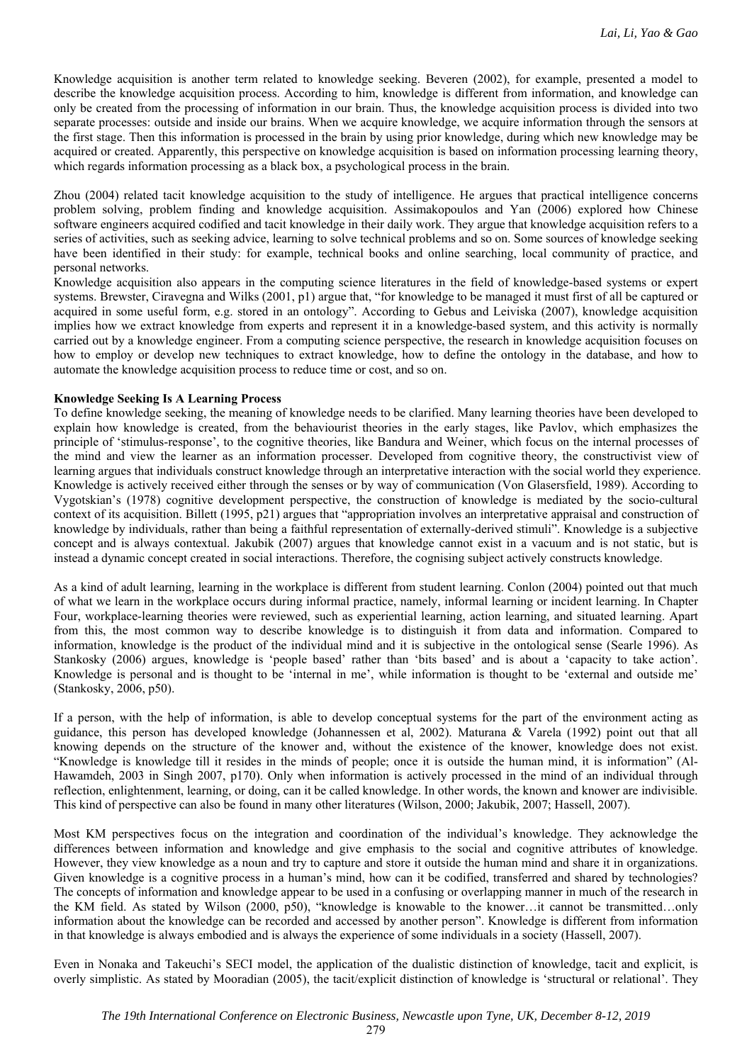Knowledge acquisition is another term related to knowledge seeking. Beveren (2002), for example, presented a model to describe the knowledge acquisition process. According to him, knowledge is different from information, and knowledge can only be created from the processing of information in our brain. Thus, the knowledge acquisition process is divided into two separate processes: outside and inside our brains. When we acquire knowledge, we acquire information through the sensors at the first stage. Then this information is processed in the brain by using prior knowledge, during which new knowledge may be acquired or created. Apparently, this perspective on knowledge acquisition is based on information processing learning theory, which regards information processing as a black box, a psychological process in the brain.

Zhou (2004) related tacit knowledge acquisition to the study of intelligence. He argues that practical intelligence concerns problem solving, problem finding and knowledge acquisition. Assimakopoulos and Yan (2006) explored how Chinese software engineers acquired codified and tacit knowledge in their daily work. They argue that knowledge acquisition refers to a series of activities, such as seeking advice, learning to solve technical problems and so on. Some sources of knowledge seeking have been identified in their study: for example, technical books and online searching, local community of practice, and personal networks.

Knowledge acquisition also appears in the computing science literatures in the field of knowledge-based systems or expert systems. Brewster, Ciravegna and Wilks (2001, p1) argue that, "for knowledge to be managed it must first of all be captured or acquired in some useful form, e.g. stored in an ontology". According to Gebus and Leiviska (2007), knowledge acquisition implies how we extract knowledge from experts and represent it in a knowledge-based system, and this activity is normally carried out by a knowledge engineer. From a computing science perspective, the research in knowledge acquisition focuses on how to employ or develop new techniques to extract knowledge, how to define the ontology in the database, and how to automate the knowledge acquisition process to reduce time or cost, and so on.

**Knowledge Seeking Is A Learning Process**

To define knowledge seeking, the meaning of knowledge needs to be clarified. Many learning theories have been developed to explain how knowledge is created, from the behaviourist theories in the early stages, like Pavlov, which emphasizes the principle of 'stimulus-response', to the cognitive theories, like Bandura and Weiner, which focus on the internal processes of the mind and view the learner as an information processer. Developed from cognitive theory, the constructivist view of learning argues that individuals construct knowledge through an interpretative interaction with the social world they experience. Knowledge is actively received either through the senses or by way of communication (Von Glasersfield, 1989). According to Vygotskian's (1978) cognitive development perspective, the construction of knowledge is mediated by the socio-cultural context of its acquisition. Billett (1995, p21) argues that "appropriation involves an interpretative appraisal and construction of knowledge by individuals, rather than being a faithful representation of externally-derived stimuli". Knowledge is a subjective concept and is always contextual. Jakubik (2007) argues that knowledge cannot exist in a vacuum and is not static, but is instead a dynamic concept created in social interactions. Therefore, the cognising subject actively constructs knowledge.

As a kind of adult learning, learning in the workplace is different from student learning. Conlon (2004) pointed out that much of what we learn in the workplace occurs during informal practice, namely, informal learning or incident learning. In Chapter Four, workplace-learning theories were reviewed, such as experiential learning, action learning, and situated learning. Apart from this, the most common way to describe knowledge is to distinguish it from data and information. Compared to information, knowledge is the product of the individual mind and it is subjective in the ontological sense (Searle 1996). As Stankosky (2006) argues, knowledge is 'people based' rather than 'bits based' and is about a 'capacity to take action'. Knowledge is personal and is thought to be 'internal in me', while information is thought to be 'external and outside me' (Stankosky, 2006, p50).

If a person, with the help of information, is able to develop conceptual systems for the part of the environment acting as guidance, this person has developed knowledge (Johannessen et al, 2002). Maturana & Varela (1992) point out that all knowing depends on the structure of the knower and, without the existence of the knower, knowledge does not exist. "Knowledge is knowledge till it resides in the minds of people; once it is outside the human mind, it is information" (Al-Hawamdeh, 2003 in Singh 2007, p170). Only when information is actively processed in the mind of an individual through reflection, enlightenment, learning, or doing, can it be called knowledge. In other words, the known and knower are indivisible. This kind of perspective can also be found in many other literatures (Wilson, 2000; Jakubik, 2007; Hassell, 2007).

Most KM perspectives focus on the integration and coordination of the individual's knowledge. They acknowledge the differences between information and knowledge and give emphasis to the social and cognitive attributes of knowledge. However, they view knowledge as a noun and try to capture and store it outside the human mind and share it in organizations. Given knowledge is a cognitive process in a human's mind, how can it be codified, transferred and shared by technologies? The concepts of information and knowledge appear to be used in a confusing or overlapping manner in much of the research in the KM field. As stated by Wilson (2000, p50), "knowledge is knowable to the knower…it cannot be transmitted…only information about the knowledge can be recorded and accessed by another person". Knowledge is different from information in that knowledge is always embodied and is always the experience of some individuals in a society (Hassell, 2007).

Even in Nonaka and Takeuchi's SECI model, the application of the dualistic distinction of knowledge, tacit and explicit, is overly simplistic. As stated by Mooradian (2005), the tacit/explicit distinction of knowledge is 'structural or relational'. They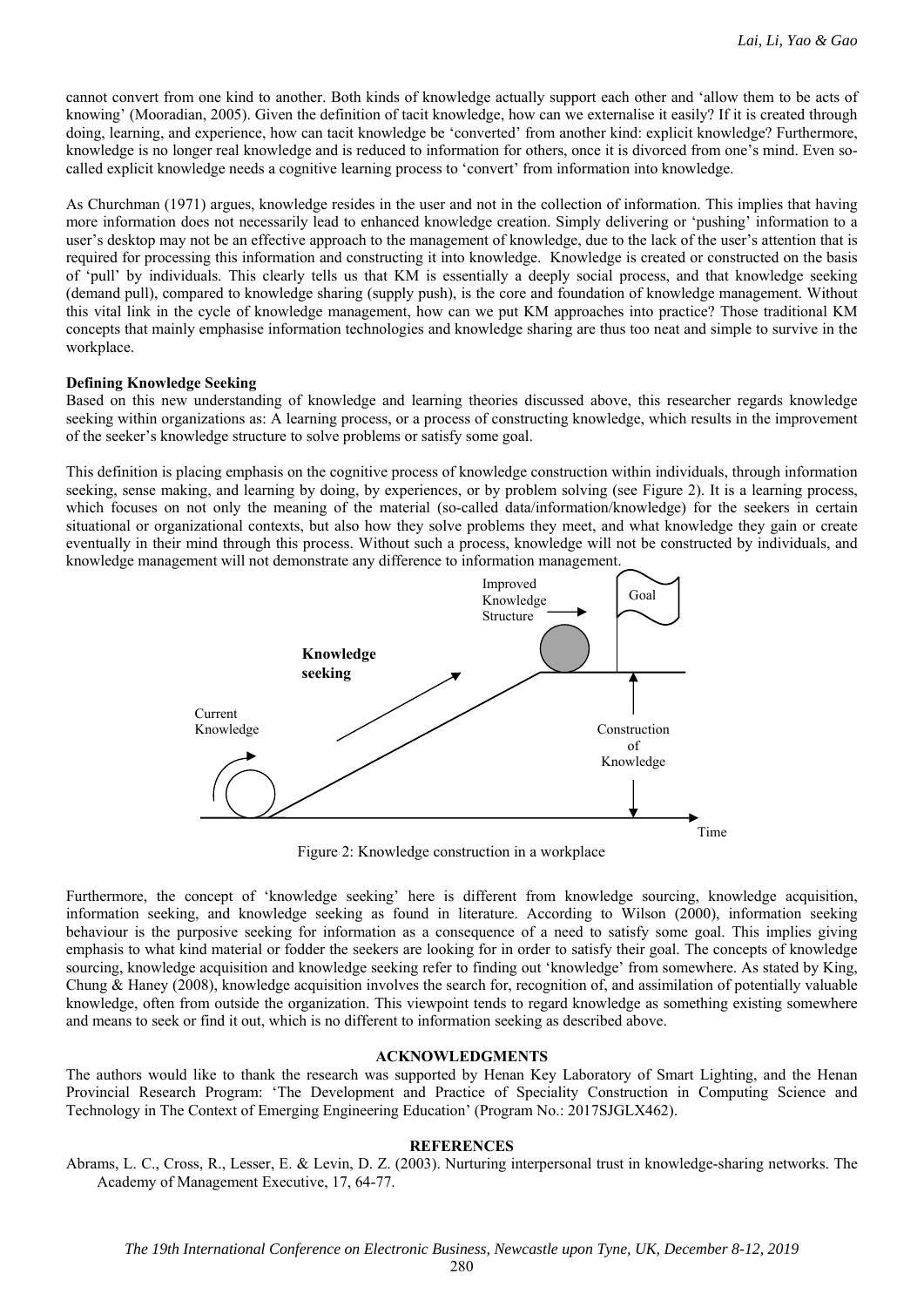cannot convert from one kind to another. Both kinds of knowledge actually support each other and 'allow them to be acts of knowing' (Mooradian, 2005). Given the definition of tacit knowledge, how can we externalise it easily? If it is created through doing, learning, and experience, how can tacit knowledge be 'converted' from another kind: explicit knowledge? Furthermore, knowledge is no longer real knowledge and is reduced to information for others, once it is divorced from one's mind. Even so-called explicit knowledge needs a cognitive learning process to 'convert' from information into knowledge.

As Churchman (1971) argues, knowledge resides in the user and not in the collection of information. This implies that having more information does not necessarily lead to enhanced knowledge creation. Simply delivering or 'pushing' information to a user's desktop may not be an effective approach to the management of knowledge, due to the lack of the user's attention that is required for processing this information and constructing it into knowledge. Knowledge is created or constructed on the basis of 'pull' by individuals. This clearly tells us that KM is essentially a deeply social process, and that knowledge seeking (demand pull), compared to knowledge sharing (supply push), is the core and foundation of knowledge management. Without this vital link in the cycle of knowledge management, how can we put KM approaches into practice? Those traditional KM concepts that mainly emphasise information technologies and knowledge sharing are thus too neat and simple to survive in the workplace.

**Defining Knowledge Seeking**

Based on this new understanding of knowledge and learning theories discussed above, this researcher regards knowledge seeking within organizations as: A learning process, or a process of constructing knowledge, which results in the improvement of the seeker's knowledge structure to solve problems or satisfy some goal.

This definition is placing emphasis on the cognitive process of knowledge construction within individuals, through information seeking, sense making, and learning by doing, by experiences, or by problem solving (see Figure 2). It is a learning process, which focuses on not only the meaning of the material (so-called data/information/knowledge) for the seekers in certain situational or organizational contexts, but also how they solve problems they meet, and what knowledge they gain or create eventually in their mind through this process. Without such a process, knowledge will not be constructed by individuals, and knowledge management will not demonstrate any difference to information management.

Figure 2: Knowledge construction in a workplace

Furthermore, the concept of 'knowledge seeking' here is different from knowledge sourcing, knowledge acquisition, information seeking, and knowledge seeking as found in literature. According to Wilson (2000), information seeking behaviour is the purposive seeking for information as a consequence of a need to satisfy some goal. This implies giving emphasis to what kind material or fodder the seekers are looking for in order to satisfy their goal. The concepts of knowledge sourcing, knowledge acquisition and knowledge seeking refer to finding out 'knowledge' from somewhere. As stated by King, Chung & Haney (2008), knowledge acquisition involves the search for, recognition of, and assimilation of potentially valuable knowledge, often from outside the organization. This viewpoint tends to regard knowledge as something existing somewhere and means to seek or find it out, which is no different to information seeking as described above.

## ACKNOWLEDGMENTS

The authors would like to thank the research was supported by Henan Key Laboratory of Smart Lighting, and the Henan Provincial Research Program: 'The Development and Practice of Speciality Construction in Computing Science and Technology in The Context of Emerging Engineering Education' (Program No.: 2017SJGLX462).

## REFERENCES

Abrams, L. C., Cross, R., Lesser, E. & Levin, D. Z. (2003). Nurturing interpersonal trust in knowledge-sharing networks. The Academy of Management Executive, 17, 64-77.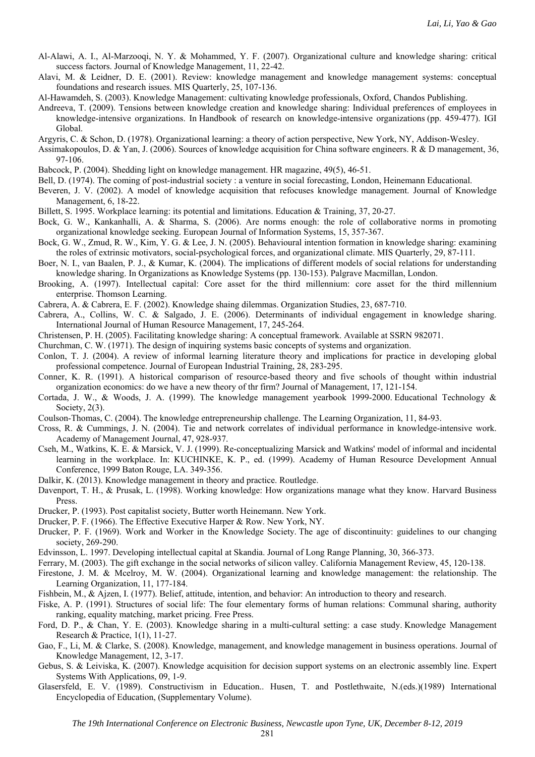Al-Alawi, A. I., Al-Marzooqi, N. Y. & Mohammed, Y. F. (2007). Organizational culture and knowledge sharing: critical success factors. Journal of Knowledge Management, 11, 22-42.

Alavi, M. & Leidner, D. E. (2001). Review: knowledge management and knowledge management systems: conceptual foundations and research issues. MIS Quarterly, 25, 107-136.

Al-Hawamdeh, S. (2003). Knowledge Management: cultivating knowledge professionals, Oxford, Chandos Publishing.

Andreeva, T. (2009). Tensions between knowledge creation and knowledge sharing: Individual preferences of employees in knowledge-intensive organizations. In Handbook of research on knowledge-intensive organizations (pp. 459-477). IGI Global.

Argyris, C. & Schon, D. (1978). Organizational learning: a theory of action perspective, New York, NY, Addison-Wesley.

Assimakopoulos, D. & Yan, J. (2006). Sources of knowledge acquisition for China software engineers. R & D management, 36, 97-106.

Babcock, P. (2004). Shedding light on knowledge management. HR magazine, 49(5), 46-51.

Bell, D. (1974). The coming of post-industrial society : a venture in social forecasting, London, Heinemann Educational.

Beveren, J. V. (2002). A model of knowledge acquisition that refocuses knowledge management. Journal of Knowledge Management, 6, 18-22.

Billett, S. 1995. Workplace learning: its potential and limitations. Education & Training, 37, 20-27.

Bock, G. W., Kankanhalli, A. & Sharma, S. (2006). Are norms enough: the role of collaborative norms in promoting organizational knowledge seeking. European Journal of Information Systems, 15, 357-367.

Bock, G. W., Zmud, R. W., Kim, Y. G. & Lee, J. N. (2005). Behavioural intention formation in knowledge sharing: examining the roles of extrinsic motivators, social-psychological forces, and organizational climate. MIS Quarterly, 29, 87-111.

Boer, N. I., van Baalen, P. J., & Kumar, K. (2004). The implications of different models of social relations for understanding knowledge sharing. In Organizations as Knowledge Systems (pp. 130-153). Palgrave Macmillan, London.

Brooking, A. (1997). Intellectual capital: Core asset for the third millennium: core asset for the third millennium enterprise. Thomson Learning.

Cabrera, A. & Cabrera, E. F. (2002). Knowledge shaing dilemmas. Organization Studies, 23, 687-710.

Cabrera, A., Collins, W. C. & Salgado, J. E. (2006). Determinants of individual engagement in knowledge sharing. International Journal of Human Resource Management, 17, 245-264.

Christensen, P. H. (2005). Facilitating knowledge sharing: A conceptual framework. Available at SSRN 982071.

Churchman, C. W. (1971). The design of inquiring systems basic concepts of systems and organization.

Conlon, T. J. (2004). A review of informal learning literature theory and implications for practice in developing global professional competence. Journal of European Industrial Training, 28, 283-295.

Conner, K. R. (1991). A historical comparison of resource-based theory and five schools of thought within industrial organization economics: do we have a new theory of thr firm? Journal of Management, 17, 121-154.

Cortada, J. W., & Woods, J. A. (1999). The knowledge management yearbook 1999-2000. Educational Technology & Society, 2(3).

Coulson-Thomas, C. (2004). The knowledge entrepreneurship challenge. The Learning Organization, 11, 84-93.

Cross, R. & Cummings, J. N. (2004). Tie and network correlates of individual performance in knowledge-intensive work. Academy of Management Journal, 47, 928-937.

Cseh, M., Watkins, K. E. & Marsick, V. J. (1999). Re-conceptualizing Marsick and Watkins' model of informal and incidental learning in the workplace. In: KUCHINKE, K. P., ed. (1999). Academy of Human Resource Development Annual Conference, 1999 Baton Rouge, LA. 349-356.

Dalkir, K. (2013). Knowledge management in theory and practice. Routledge.

Davenport, T. H., & Prusak, L. (1998). Working knowledge: How organizations manage what they know. Harvard Business Press.

Drucker, P. (1993). Post capitalist society, Butter worth Heinemann. New York.

Drucker, P. F. (1966). The Effective Executive Harper & Row. New York, NY.

Drucker, P. F. (1969). Work and Worker in the Knowledge Society. The age of discontinuity: guidelines to our changing society, 269-290.

Edvinsson, L. 1997. Developing intellectual capital at Skandia. Journal of Long Range Planning, 30, 366-373.

Ferrary, M. (2003). The gift exchange in the social networks of silicon valley. California Management Review, 45, 120-138.

Firestone, J. M. & Mcelroy, M. W. (2004). Organizational learning and knowledge management: the relationship. The Learning Organization, 11, 177-184.

Fishbein, M., & Ajzen, I. (1977). Belief, attitude, intention, and behavior: An introduction to theory and research.

Fiske, A. P. (1991). Structures of social life: The four elementary forms of human relations: Communal sharing, authority ranking, equality matching, market pricing. Free Press.

Ford, D. P., & Chan, Y. E. (2003). Knowledge sharing in a multi-cultural setting: a case study. Knowledge Management Research & Practice, 1(1), 11-27.

Gao, F., Li, M. & Clarke, S. (2008). Knowledge, management, and knowledge management in business operations. Journal of Knowledge Management, 12, 3-17.

Gebus, S. & Leiviska, K. (2007). Knowledge acquisition for decision support systems on an electronic assembly line. Expert Systems With Applications, 09, 1-9.

Glasersfeld, E. V. (1989). Constructivism in Education.. Husen, T. and Postlethwaite, N.(eds.)(1989) International Encyclopedia of Education, (Supplementary Volume).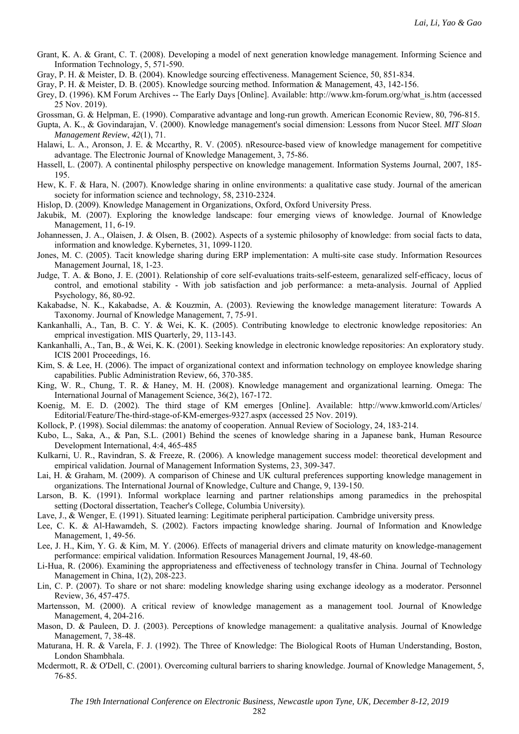Grant, K. A. & Grant, C. T. (2008). Developing a model of next generation knowledge management. Informing Science and Information Technology, 5, 571-590.

Gray, P. H. & Meister, D. B. (2004). Knowledge sourcing effectiveness. Management Science, 50, 851-834.

Gray, P. H. & Meister, D. B. (2005). Knowledge sourcing method. Information & Management, 43, 142-156.

Grey, D. (1996). KM Forum Archives -- The Early Days [Online]. Available: http://www.km-forum.org/what_is.htm (accessed 25 Nov. 2019).

Grossman, G. & Helpman, E. (1990). Comparative advantage and long-run growth. American Economic Review, 80, 796-815.

Gupta, A. K., & Govindarajan, V. (2000). Knowledge management's social dimension: Lessons from Nucor Steel. *MIT Sloan Management Review*, *42*(1), 71.

Halawi, L. A., Aronson, J. E. & Mccarthy, R. V. (2005). nResource-based view of knowledge management for competitive advantage. The Electronic Journal of Knowledge Management, 3, 75-86.

Hassell, L. (2007). A continental philosphy perspective on knowledge management. Information Systems Journal, 2007, 185-195.

Hew, K. F. & Hara, N. (2007). Knowledge sharing in online environments: a qualitative case study. Journal of the american society for information science and technology, 58, 2310-2324.

Hislop, D. (2009). Knowledge Management in Organizations, Oxford, Oxford University Press.

Jakubik, M. (2007). Exploring the knowledge landscape: four emerging views of knowledge. Journal of Knowledge Management, 11, 6-19.

Johannessen, J. A., Olaisen, J. & Olsen, B. (2002). Aspects of a systemic philosophy of knowledge: from social facts to data, information and knowledge. Kybernetes, 31, 1099-1120.

Jones, M. C. (2005). Tacit knowledge sharing during ERP implementation: A multi-site case study. Information Resources Management Journal, 18, 1-23.

Judge, T. A. & Bono, J. E. (2001). Relationship of core self-evaluations traits-self-esteem, genaralized self-efficacy, locus of control, and emotional stability - With job satisfaction and job performance: a meta-analysis. Journal of Applied Psychology, 86, 80-92.

Kakabadse, N. K., Kakabadse, A. & Kouzmin, A. (2003). Reviewing the knowledge management literature: Towards A Taxonomy. Journal of Knowledge Management, 7, 75-91.

Kankanhalli, A., Tan, B. C. Y. & Wei, K. K. (2005). Contributing knowledge to electronic knowledge repositories: An emprical investigation. MIS Quarterly, 29, 113-143.

Kankanhalli, A., Tan, B., & Wei, K. K. (2001). Seeking knowledge in electronic knowledge repositories: An exploratory study. ICIS 2001 Proceedings, 16.

Kim, S. & Lee, H. (2006). The impact of organizational context and information technology on employee knowledge sharing capabilities. Public Administration Review, 66, 370-385.

King, W. R., Chung, T. R. & Haney, M. H. (2008). Knowledge management and organizational learning. Omega: The International Journal of Management Science, 36(2), 167-172.

Koenig, M. E. D. (2002). The third stage of KM emerges [Online]. Available: http://www.kmworld.com/Articles/Editorial/Feature/The-third-stage-of-KM-emerges-9327.aspx (accessed 25 Nov. 2019).

Kollock, P. (1998). Social dilemmas: the anatomy of cooperation. Annual Review of Sociology, 24, 183-214.

Kubo, L., Saka, A., & Pan, S.L. (2001) Behind the scenes of knowledge sharing in a Japanese bank, Human Resource Development International, 4:4, 465-485

Kulkarni, U. R., Ravindran, S. & Freeze, R. (2006). A knowledge management success model: theoretical development and empirical validation. Journal of Management Information Systems, 23, 309-347.

Lai, H. & Graham, M. (2009). A comparison of Chinese and UK cultural preferences supporting knowledge management in organizations. The International Journal of Knowledge, Culture and Change, 9, 139-150.

Larson, B. K. (1991). Informal workplace learning and partner relationships among paramedics in the prehospital setting (Doctoral dissertation, Teacher's College, Columbia University).

Lave, J., & Wenger, E. (1991). Situated learning: Legitimate peripheral participation. Cambridge university press.

Lee, C. K. & Al-Hawamdeh, S. (2002). Factors impacting knowledge sharing. Journal of Information and Knowledge Management, 1, 49-56.

Lee, J. H., Kim, Y. G. & Kim, M. Y. (2006). Effects of managerial drivers and climate maturity on knowledge-management performance: empirical validation. Information Resources Management Journal, 19, 48-60.

Li-Hua, R. (2006). Examining the appropriateness and effectiveness of technology transfer in China. Journal of Technology Management in China, 1(2), 208-223.

Lin, C. P. (2007). To share or not share: modeling knowledge sharing using exchange ideology as a moderator. Personnel Review, 36, 457-475.

Martensson, M. (2000). A critical review of knowledge management as a management tool. Journal of Knowledge Management, 4, 204-216.

Mason, D. & Pauleen, D. J. (2003). Perceptions of knowledge management: a qualitative analysis. Journal of Knowledge Management, 7, 38-48.

Maturana, H. R. & Varela, F. J. (1992). The Three of Knowledge: The Biological Roots of Human Understanding, Boston, London Shambhala.

Mcdermott, R. & O'Dell, C. (2001). Overcoming cultural barriers to sharing knowledge. Journal of Knowledge Management, 5, 76-85.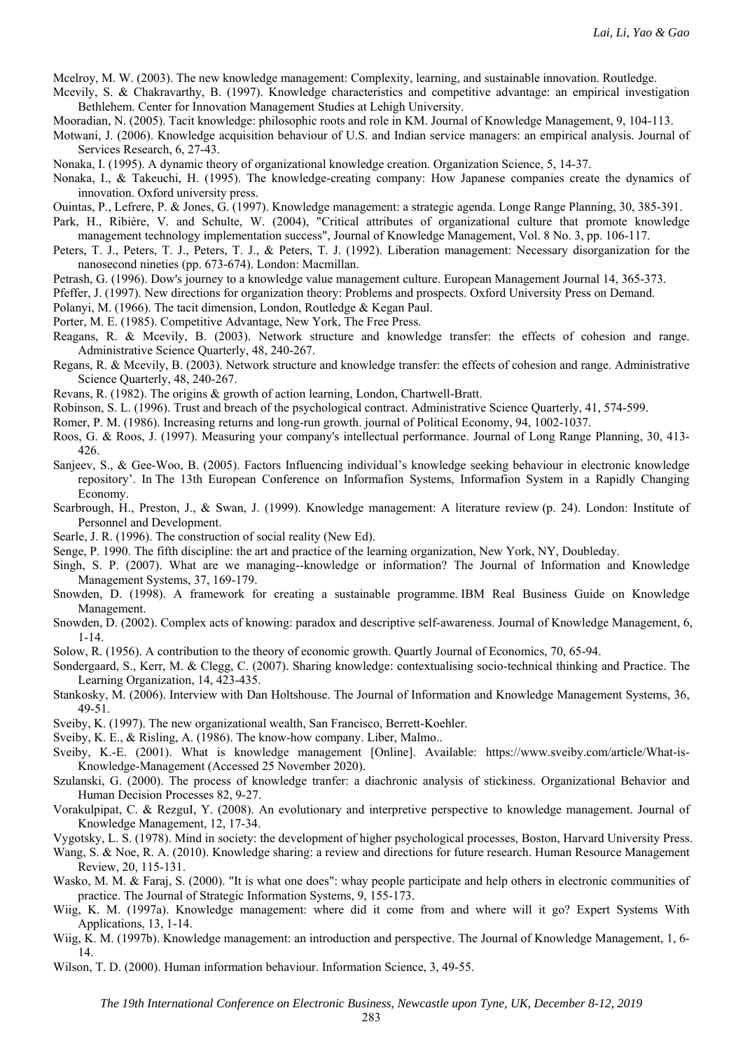Mcelroy, M. W. (2003). The new knowledge management: Complexity, learning, and sustainable innovation. Routledge.

Mcevily, S. & Chakravarthy, B. (1997). Knowledge characteristics and competitive advantage: an empirical investigation Bethlehem. Center for Innovation Management Studies at Lehigh University.

Mooradian, N. (2005). Tacit knowledge: philosophic roots and role in KM. Journal of Knowledge Management, 9, 104-113.

Motwani, J. (2006). Knowledge acquisition behaviour of U.S. and Indian service managers: an empirical analysis. Journal of Services Research, 6, 27-43.

Nonaka, I. (1995). A dynamic theory of organizational knowledge creation. Organization Science, 5, 14-37.

Nonaka, I., & Takeuchi, H. (1995). The knowledge-creating company: How Japanese companies create the dynamics of innovation. Oxford university press.

Ouintas, P., Lefrere, P. & Jones, G. (1997). Knowledge management: a strategic agenda. Longe Range Planning, 30, 385-391.

Park, H., Ribière, V. and Schulte, W. (2004), "Critical attributes of organizational culture that promote knowledge management technology implementation success", Journal of Knowledge Management, Vol. 8 No. 3, pp. 106-117.

Peters, T. J., Peters, T. J., Peters, T. J., & Peters, T. J. (1992). Liberation management: Necessary disorganization for the nanosecond nineties (pp. 673-674). London: Macmillan.

Petrash, G. (1996). Dow's journey to a knowledge value management culture. European Management Journal 14, 365-373.

Pfeffer, J. (1997). New directions for organization theory: Problems and prospects. Oxford University Press on Demand.

Polanyi, M. (1966). The tacit dimension, London, Routledge & Kegan Paul.

Porter, M. E. (1985). Competitive Advantage, New York, The Free Press.

Reagans, R. & Mcevily, B. (2003). Network structure and knowledge transfer: the effects of cohesion and range. Administrative Science Quarterly, 48, 240-267.

Regans, R. & Mcevily, B. (2003). Network structure and knowledge transfer: the effects of cohesion and range. Administrative Science Quarterly, 48, 240-267.

Revans, R. (1982). The origins & growth of action learning, London, Chartwell-Bratt.

Robinson, S. L. (1996). Trust and breach of the psychological contract. Administrative Science Quarterly, 41, 574-599.

Romer, P. M. (1986). Increasing returns and long-run growth. journal of Political Economy, 94, 1002-1037.

Roos, G. & Roos, J. (1997). Measuring your company's intellectual performance. Journal of Long Range Planning, 30, 413-426.

Sanjeev, S., & Gee-Woo, B. (2005). Factors Influencing individual's knowledge seeking behaviour in electronic knowledge repository'. In The 13th European Conference on Informafion Systems, Informafion System in a Rapidly Changing Economy.

Scarbrough, H., Preston, J., & Swan, J. (1999). Knowledge management: A literature review (p. 24). London: Institute of Personnel and Development.

Searle, J. R. (1996). The construction of social reality (New Ed).

Senge, P. 1990. The fifth discipline: the art and practice of the learning organization, New York, NY, Doubleday.

Singh, S. P. (2007). What are we managing--knowledge or information? The Journal of Information and Knowledge Management Systems, 37, 169-179.

Snowden, D. (1998). A framework for creating a sustainable programme. IBM Real Business Guide on Knowledge Management.

Snowden, D. (2002). Complex acts of knowing: paradox and descriptive self-awareness. Journal of Knowledge Management, 6, 1-14.

Solow, R. (1956). A contribution to the theory of economic growth. Quartly Journal of Economics, 70, 65-94.

Sondergaard, S., Kerr, M. & Clegg, C. (2007). Sharing knowledge: contextualising socio-technical thinking and Practice. The Learning Organization, 14, 423-435.

Stankosky, M. (2006). Interview with Dan Holtshouse. The Journal of Information and Knowledge Management Systems, 36, 49-51.

Sveiby, K. (1997). The new organizational wealth, San Francisco, Berrett-Koehler.

Sveiby, K. E., & Risling, A. (1986). The know-how company. Liber, Malmo..

Sveiby, K.-E. (2001). What is knowledge management [Online]. Available: https://www.sveiby.com/article/What-is-Knowledge-Management (Accessed 25 November 2020).

Szulanski, G. (2000). The process of knowledge tranfer: a diachronic analysis of stickiness. Organizational Behavior and Human Decision Processes 82, 9-27.

Vorakulpipat, C. & RezguI, Y. (2008). An evolutionary and interpretive perspective to knowledge management. Journal of Knowledge Management, 12, 17-34.

Vygotsky, L. S. (1978). Mind in society: the development of higher psychological processes, Boston, Harvard University Press.

Wang, S. & Noe, R. A. (2010). Knowledge sharing: a review and directions for future research. Human Resource Management Review, 20, 115-131.

Wasko, M. M. & Faraj, S. (2000). "It is what one does": whay people participate and help others in electronic communities of practice. The Journal of Strategic Information Systems, 9, 155-173.

Wiig, K. M. (1997a). Knowledge management: where did it come from and where will it go? Expert Systems With Applications, 13, 1-14.

Wiig, K. M. (1997b). Knowledge management: an introduction and perspective. The Journal of Knowledge Management, 1, 6-14.

Wilson, T. D. (2000). Human information behaviour. Information Science, 3, 49-55.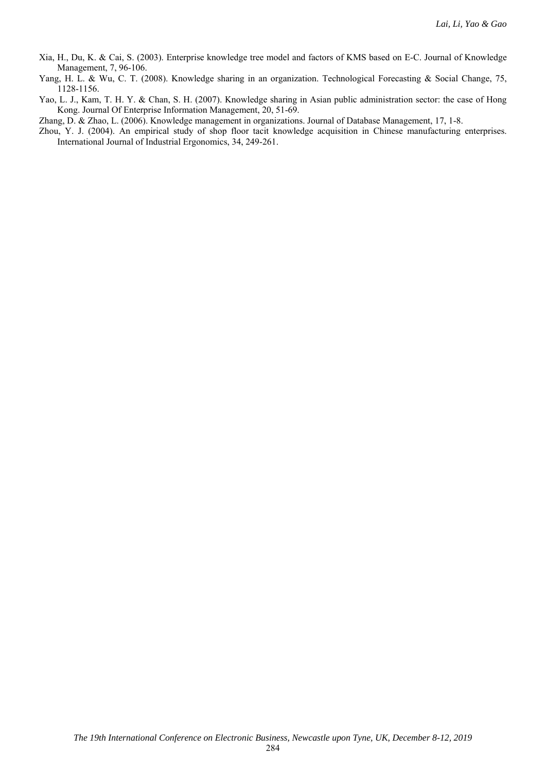Xia, H., Du, K. & Cai, S. (2003). Enterprise knowledge tree model and factors of KMS based on E-C. Journal of Knowledge Management, 7, 96-106.

Yang, H. L. & Wu, C. T. (2008). Knowledge sharing in an organization. Technological Forecasting & Social Change, 75, 1128-1156.

Yao, L. J., Kam, T. H. Y. & Chan, S. H. (2007). Knowledge sharing in Asian public administration sector: the case of Hong Kong. Journal Of Enterprise Information Management, 20, 51-69.

Zhang, D. & Zhao, L. (2006). Knowledge management in organizations. Journal of Database Management, 17, 1-8.

Zhou, Y. J. (2004). An empirical study of shop floor tacit knowledge acquisition in Chinese manufacturing enterprises. International Journal of Industrial Ergonomics, 34, 249-261.